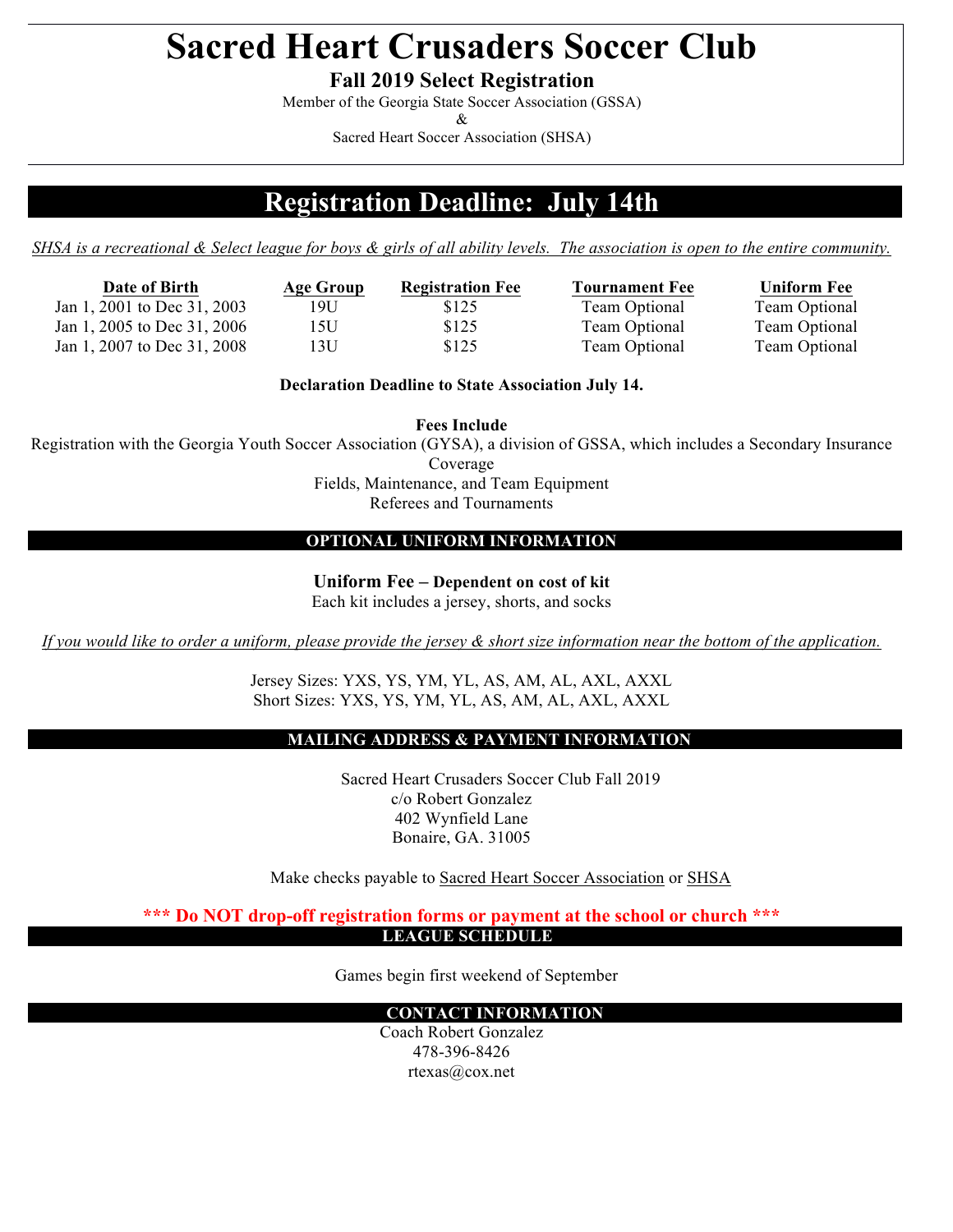# Sacred Heart Crusaders Soccer Club

## Fall 2019 Select Registration

Member of the Georgia State Soccer Association (GSSA)

&

Sacred Heart Soccer Association (SHSA)

## Registration Deadline: July 14th

*SHSA is a recreational & Select league for boys & girls of all ability levels. The association is open to the entire community.*

| Date of Birth | Age Group | Registration Fee | Tournament Fee | Uniform Fee |
|---|---|---|---|---|
| Jan 1, 2001 to Dec 31, 2003 | 19U | $125 | Team Optional | Team Optional |
| Jan 1, 2005 to Dec 31, 2006 | 15U | $125 | Team Optional | Team Optional |
| Jan 1, 2007 to Dec 31, 2008 | 13U | $125 | Team Optional | Team Optional |

**Declaration Deadline to State Association July 14.**

**Fees Include**

Registration with the Georgia Youth Soccer Association (GYSA), a division of GSSA, which includes a Secondary Insurance Coverage

Fields, Maintenance, and Team Equipment

Referees and Tournaments

### OPTIONAL UNIFORM INFORMATION

**Uniform Fee – Dependent on cost of kit**

Each kit includes a jersey, shorts, and socks

*If you would like to order a uniform, please provide the jersey & short size information near the bottom of the application.*

Jersey Sizes: YXS, YS, YM, YL, AS, AM, AL, AXL, AXXL

Short Sizes: YXS, YS, YM, YL, AS, AM, AL, AXL, AXXL

### MAILING ADDRESS & PAYMENT INFORMATION

Sacred Heart Crusaders Soccer Club Fall 2019
c/o Robert Gonzalez
402 Wynfield Lane
Bonaire, GA. 31005

Make checks payable to Sacred Heart Soccer Association or SHSA

**\*\*\* Do NOT drop-off registration forms or payment at the school or church \*\*\***

### LEAGUE SCHEDULE

Games begin first weekend of September

### CONTACT INFORMATION

Coach Robert Gonzalez
478-396-8426
rtexas@cox.net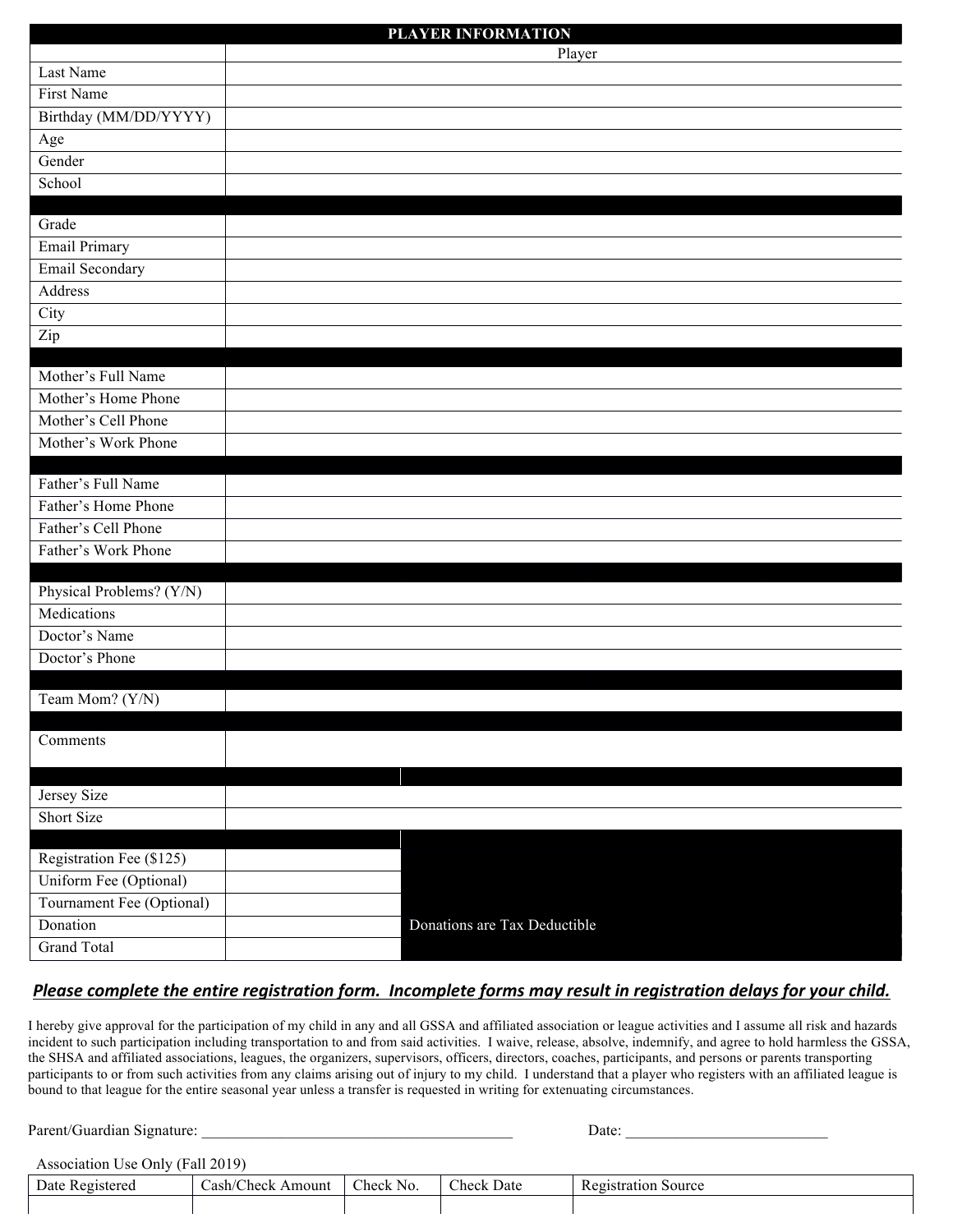| PLAYER INFORMATION | |
|---|---|
| | Player |
| Last Name | |
| First Name | |
| Birthday (MM/DD/YYYY) | |
| Age | |
| Gender | |
| School | |
| | |
| Grade | |
| Email Primary | |
| Email Secondary | |
| Address | |
| City | |
| Zip | |
| | |
| Mother's Full Name | |
| Mother's Home Phone | |
| Mother's Cell Phone | |
| Mother's Work Phone | |
| | |
| Father's Full Name | |
| Father's Home Phone | |
| Father's Cell Phone | |
| Father's Work Phone | |
| | |
| Physical Problems? (Y/N) | |
| Medications | |
| Doctor's Name | |
| Doctor's Phone | |
| | |
| Team Mom? (Y/N) | |
| | |
| Comments | |

| | |
|---|---|
| Jersey Size | |
| Short Size | |

| | | |
|---|---|---|
| Registration Fee ($125) | | |
| Uniform Fee (Optional) | | |
| Tournament Fee (Optional) | | |
| Donation | | Donations are Tax Deductible |
| Grand Total | | |

***Please complete the entire registration form. Incomplete forms may result in registration delays for your child.***

I hereby give approval for the participation of my child in any and all GSSA and affiliated association or league activities and I assume all risk and hazards incident to such participation including transportation to and from said activities. I waive, release, absolve, indemnify, and agree to hold harmless the GSSA, the SHSA and affiliated associations, leagues, the organizers, supervisors, officers, directors, coaches, participants, and persons or parents transporting participants to or from such activities from any claims arising out of injury to my child. I understand that a player who registers with an affiliated league is bound to that league for the entire seasonal year unless a transfer is requested in writing for extenuating circumstances.

Parent/Guardian Signature: ________________________________________ Date: __________________________

Association Use Only (Fall 2019)

| Date Registered | Cash/Check Amount | Check No. | Check Date | Registration Source |
|---|---|---|---|---|
| | | | | |